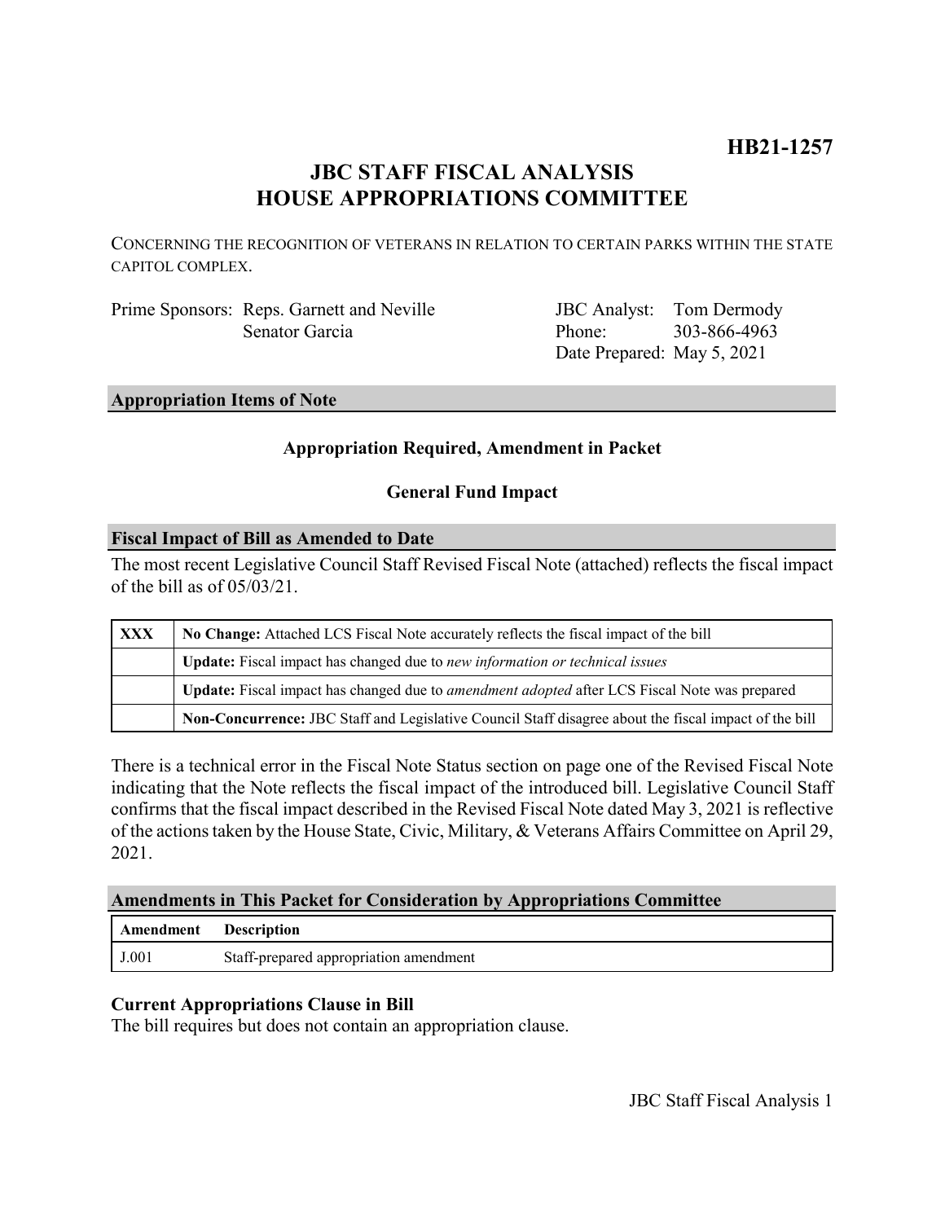**HB21-1257**

# JBC STAFF FISCAL ANALYSIS
# HOUSE APPROPRIATIONS COMMITTEE

CONCERNING THE RECOGNITION OF VETERANS IN RELATION TO CERTAIN PARKS WITHIN THE STATE CAPITOL COMPLEX.

| | | | |
|---|---|---|---|
| Prime Sponsors: | Reps. Garnett and Neville | JBC Analyst: | Tom Dermody |
| | Senator Garcia | Phone: | 303-866-4963 |
| | | Date Prepared: | May 5, 2021 |

## Appropriation Items of Note

**Appropriation Required, Amendment in Packet**

**General Fund Impact**

## Fiscal Impact of Bill as Amended to Date

The most recent Legislative Council Staff Revised Fiscal Note (attached) reflects the fiscal impact of the bill as of 05/03/21.

| | |
|---|---|
| XXX | **No Change:** Attached LCS Fiscal Note accurately reflects the fiscal impact of the bill |
| | **Update:** Fiscal impact has changed due to *new information or technical issues* |
| | **Update:** Fiscal impact has changed due to *amendment adopted* after LCS Fiscal Note was prepared |
| | **Non-Concurrence:** JBC Staff and Legislative Council Staff disagree about the fiscal impact of the bill |

There is a technical error in the Fiscal Note Status section on page one of the Revised Fiscal Note indicating that the Note reflects the fiscal impact of the introduced bill. Legislative Council Staff confirms that the fiscal impact described in the Revised Fiscal Note dated May 3, 2021 is reflective of the actions taken by the House State, Civic, Military, & Veterans Affairs Committee on April 29, 2021.

## Amendments in This Packet for Consideration by Appropriations Committee

| Amendment | Description |
|---|---|
| J.001 | Staff-prepared appropriation amendment |

### Current Appropriations Clause in Bill

The bill requires but does not contain an appropriation clause.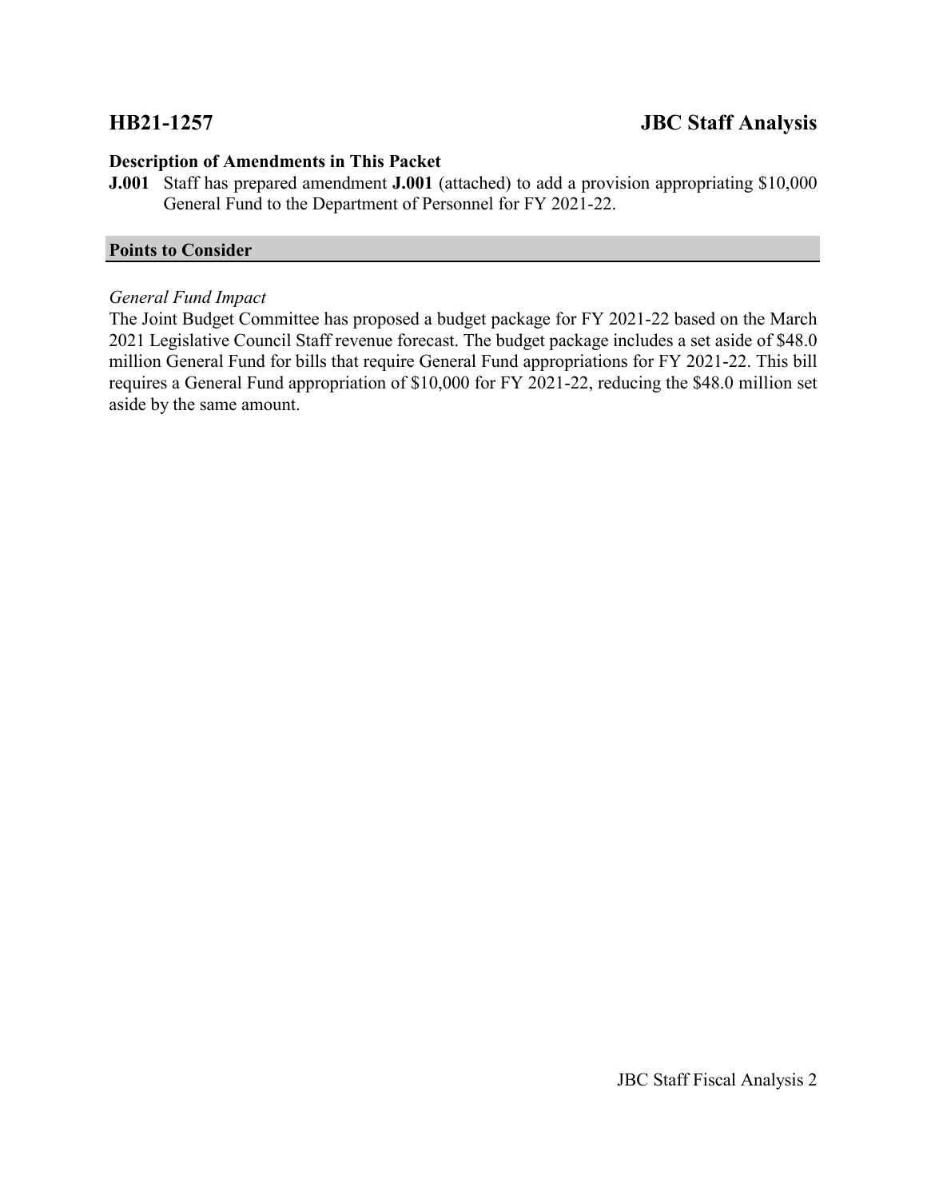# HB21-1257 JBC Staff Analysis

**Description of Amendments in This Packet**

**J.001** Staff has prepared amendment **J.001** (attached) to add a provision appropriating $10,000 General Fund to the Department of Personnel for FY 2021-22.

## Points to Consider

*General Fund Impact*

The Joint Budget Committee has proposed a budget package for FY 2021-22 based on the March 2021 Legislative Council Staff revenue forecast. The budget package includes a set aside of $48.0 million General Fund for bills that require General Fund appropriations for FY 2021-22. This bill requires a General Fund appropriation of $10,000 for FY 2021-22, reducing the $48.0 million set aside by the same amount.